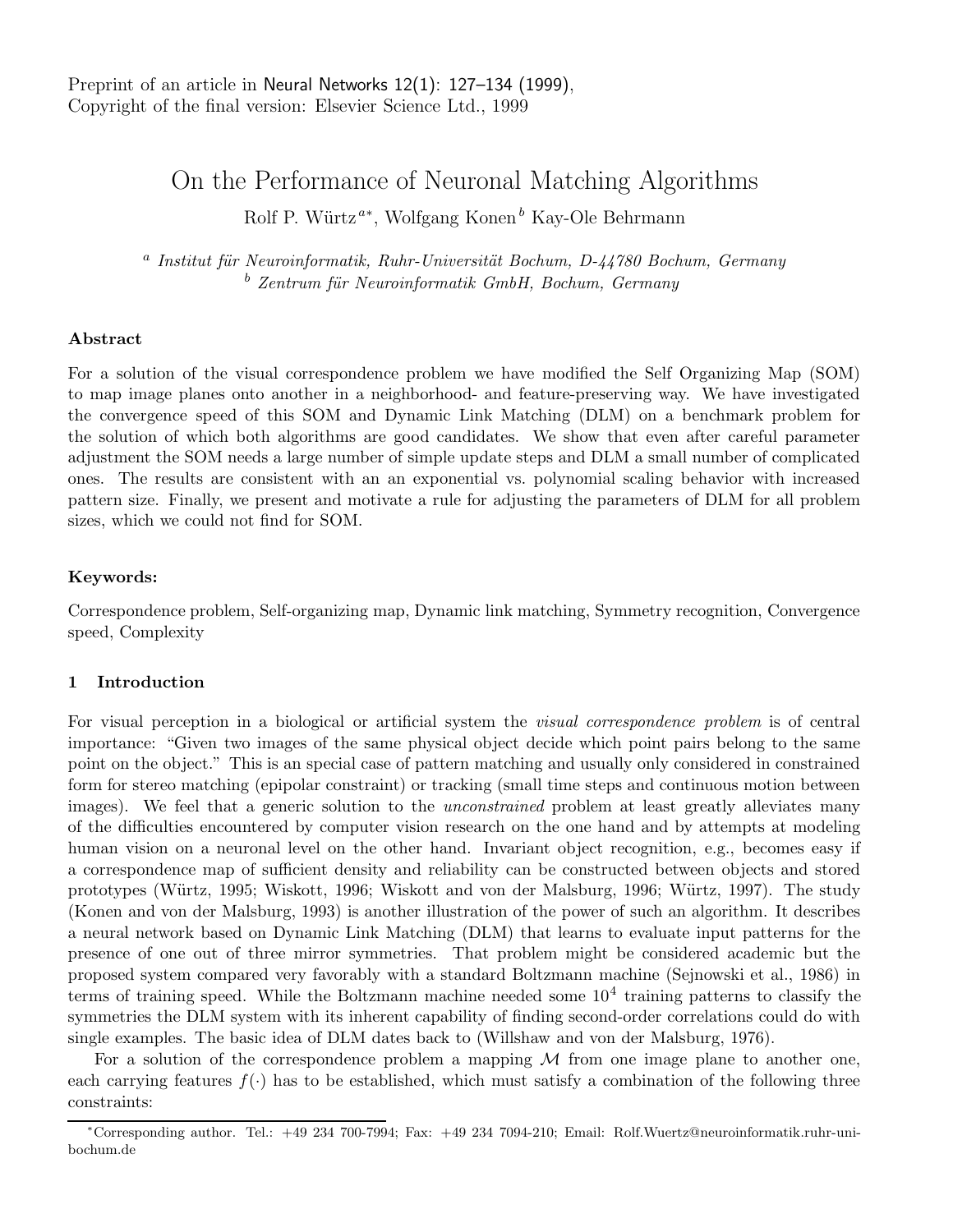Preprint of an article in Neural Networks 12(1): 127–134 (1999),
Copyright of the final version: Elsevier Science Ltd., 1999

# On the Performance of Neuronal Matching Algorithms

Rolf P. Würtz[a*], Wolfgang Konen[b] Kay-Ole Behrmann

[a] *Institut für Neuroinformatik, Ruhr-Universität Bochum, D-44780 Bochum, Germany*
[b] *Zentrum für Neuroinformatik GmbH, Bochum, Germany*

### Abstract

For a solution of the visual correspondence problem we have modified the Self Organizing Map (SOM) to map image planes onto another in a neighborhood- and feature-preserving way. We have investigated the convergence speed of this SOM and Dynamic Link Matching (DLM) on a benchmark problem for the solution of which both algorithms are good candidates. We show that even after careful parameter adjustment the SOM needs a large number of simple update steps and DLM a small number of complicated ones. The results are consistent with an an exponential vs. polynomial scaling behavior with increased pattern size. Finally, we present and motivate a rule for adjusting the parameters of DLM for all problem sizes, which we could not find for SOM.

### Keywords:

Correspondence problem, Self-organizing map, Dynamic link matching, Symmetry recognition, Convergence speed, Complexity

## 1 Introduction

For visual perception in a biological or artificial system the *visual correspondence problem* is of central importance: "Given two images of the same physical object decide which point pairs belong to the same point on the object." This is an special case of pattern matching and usually only considered in constrained form for stereo matching (epipolar constraint) or tracking (small time steps and continuous motion between images). We feel that a generic solution to the *unconstrained* problem at least greatly alleviates many of the difficulties encountered by computer vision research on the one hand and by attempts at modeling human vision on a neuronal level on the other hand. Invariant object recognition, e.g., becomes easy if a correspondence map of sufficient density and reliability can be constructed between objects and stored prototypes (Würtz, 1995; Wiskott, 1996; Wiskott and von der Malsburg, 1996; Würtz, 1997). The study (Konen and von der Malsburg, 1993) is another illustration of the power of such an algorithm. It describes a neural network based on Dynamic Link Matching (DLM) that learns to evaluate input patterns for the presence of one out of three mirror symmetries. That problem might be considered academic but the proposed system compared very favorably with a standard Boltzmann machine (Sejnowski et al., 1986) in terms of training speed. While the Boltzmann machine needed some $10^4$ training patterns to classify the symmetries the DLM system with its inherent capability of finding second-order correlations could do with single examples. The basic idea of DLM dates back to (Willshaw and von der Malsburg, 1976).

For a solution of the correspondence problem a mapping $\mathcal{M}$ from one image plane to another one, each carrying features $f(\cdot)$ has to be established, which must satisfy a combination of the following three constraints:

[*] Corresponding author. Tel.: +49 234 700-7994; Fax: +49 234 7094-210; Email: Rolf.Wuertz@neuroinformatik.ruhr-uni-bochum.de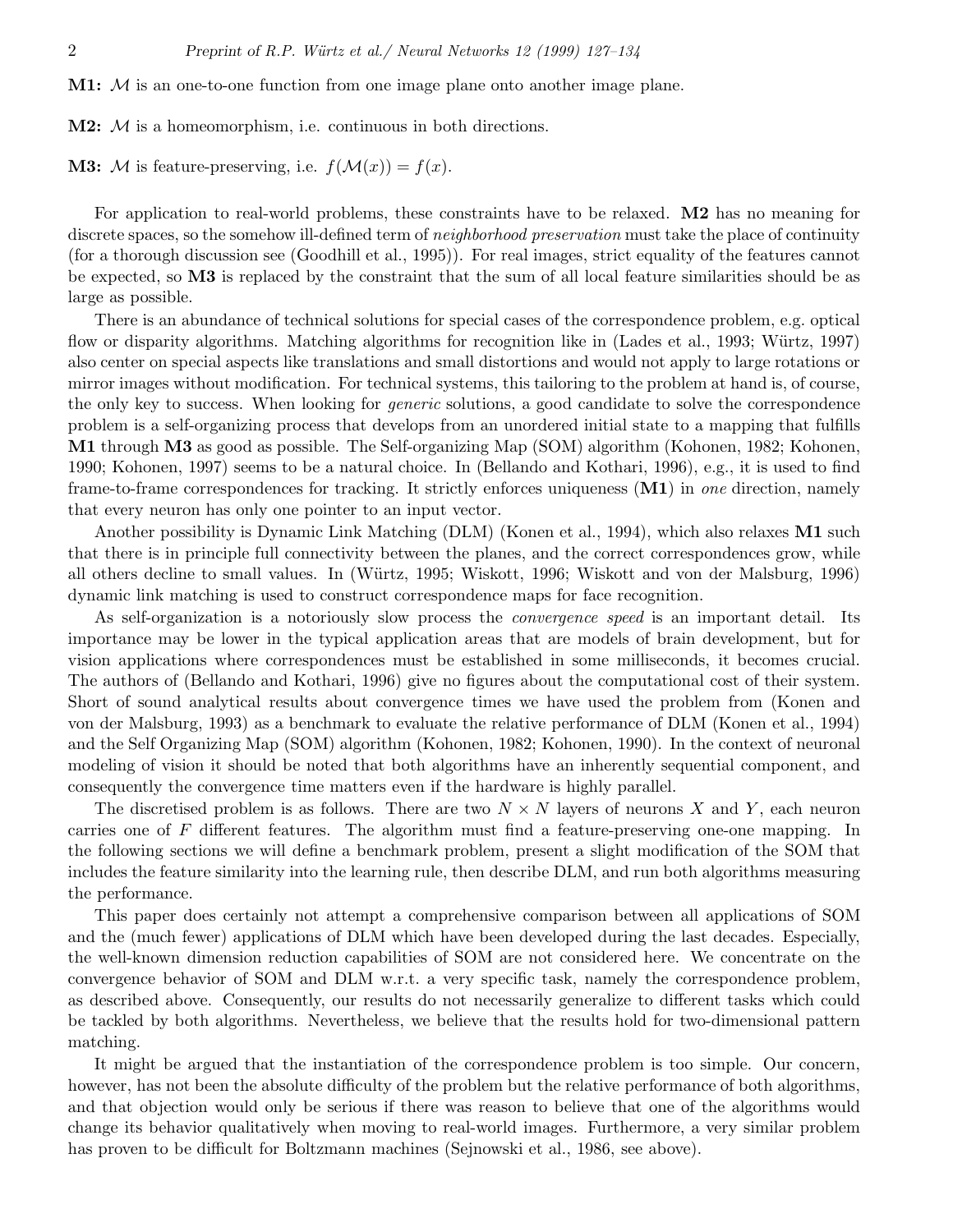**M1:** $\mathcal{M}$ is an one-to-one function from one image plane onto another image plane.

**M2:** $\mathcal{M}$ is a homeomorphism, i.e. continuous in both directions.

**M3:** $\mathcal{M}$ is feature-preserving, i.e. $f(\mathcal{M}(x)) = f(x)$.

For application to real-world problems, these constraints have to be relaxed. **M2** has no meaning for discrete spaces, so the somehow ill-defined term of *neighborhood preservation* must take the place of continuity (for a thorough discussion see (Goodhill et al., 1995)). For real images, strict equality of the features cannot be expected, so **M3** is replaced by the constraint that the sum of all local feature similarities should be as large as possible.

There is an abundance of technical solutions for special cases of the correspondence problem, e.g. optical flow or disparity algorithms. Matching algorithms for recognition like in (Lades et al., 1993; Würtz, 1997) also center on special aspects like translations and small distortions and would not apply to large rotations or mirror images without modification. For technical systems, this tailoring to the problem at hand is, of course, the only key to success. When looking for *generic* solutions, a good candidate to solve the correspondence problem is a self-organizing process that develops from an unordered initial state to a mapping that fulfills **M1** through **M3** as good as possible. The Self-organizing Map (SOM) algorithm (Kohonen, 1982; Kohonen, 1990; Kohonen, 1997) seems to be a natural choice. In (Bellando and Kothari, 1996), e.g., it is used to find frame-to-frame correspondences for tracking. It strictly enforces uniqueness (**M1**) in *one* direction, namely that every neuron has only one pointer to an input vector.

Another possibility is Dynamic Link Matching (DLM) (Konen et al., 1994), which also relaxes **M1** such that there is in principle full connectivity between the planes, and the correct correspondences grow, while all others decline to small values. In (Würtz, 1995; Wiskott, 1996; Wiskott and von der Malsburg, 1996) dynamic link matching is used to construct correspondence maps for face recognition.

As self-organization is a notoriously slow process the *convergence speed* is an important detail. Its importance may be lower in the typical application areas that are models of brain development, but for vision applications where correspondences must be established in some milliseconds, it becomes crucial. The authors of (Bellando and Kothari, 1996) give no figures about the computational cost of their system. Short of sound analytical results about convergence times we have used the problem from (Konen and von der Malsburg, 1993) as a benchmark to evaluate the relative performance of DLM (Konen et al., 1994) and the Self Organizing Map (SOM) algorithm (Kohonen, 1982; Kohonen, 1990). In the context of neuronal modeling of vision it should be noted that both algorithms have an inherently sequential component, and consequently the convergence time matters even if the hardware is highly parallel.

The discretised problem is as follows. There are two $N \times N$ layers of neurons $X$ and $Y$, each neuron carries one of $F$ different features. The algorithm must find a feature-preserving one-one mapping. In the following sections we will define a benchmark problem, present a slight modification of the SOM that includes the feature similarity into the learning rule, then describe DLM, and run both algorithms measuring the performance.

This paper does certainly not attempt a comprehensive comparison between all applications of SOM and the (much fewer) applications of DLM which have been developed during the last decades. Especially, the well-known dimension reduction capabilities of SOM are not considered here. We concentrate on the convergence behavior of SOM and DLM w.r.t. a very specific task, namely the correspondence problem, as described above. Consequently, our results do not necessarily generalize to different tasks which could be tackled by both algorithms. Nevertheless, we believe that the results hold for two-dimensional pattern matching.

It might be argued that the instantiation of the correspondence problem is too simple. Our concern, however, has not been the absolute difficulty of the problem but the relative performance of both algorithms, and that objection would only be serious if there was reason to believe that one of the algorithms would change its behavior qualitatively when moving to real-world images. Furthermore, a very similar problem has proven to be difficult for Boltzmann machines (Sejnowski et al., 1986, see above).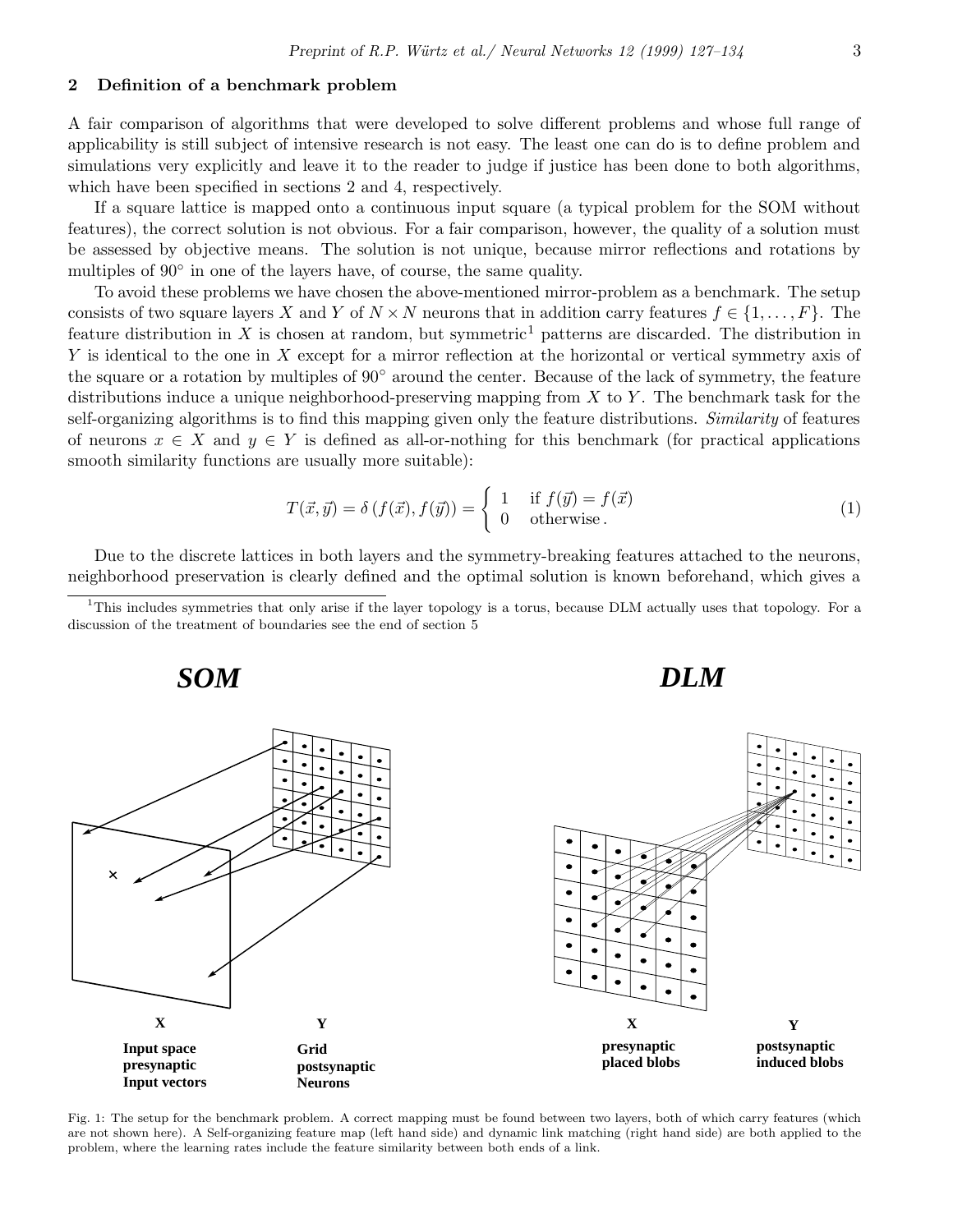## 2 Definition of a benchmark problem

A fair comparison of algorithms that were developed to solve different problems and whose full range of applicability is still subject of intensive research is not easy. The least one can do is to define problem and simulations very explicitly and leave it to the reader to judge if justice has been done to both algorithms, which have been specified in sections 2 and 4, respectively.

If a square lattice is mapped onto a continuous input square (a typical problem for the SOM without features), the correct solution is not obvious. For a fair comparison, however, the quality of a solution must be assessed by objective means. The solution is not unique, because mirror reflections and rotations by multiples of 90° in one of the layers have, of course, the same quality.

To avoid these problems we have chosen the above-mentioned mirror-problem as a benchmark. The setup consists of two square layers $X$ and $Y$ of $N \times N$ neurons that in addition carry features $f \in \{1, \ldots, F\}$. The feature distribution in $X$ is chosen at random, but symmetric[1] patterns are discarded. The distribution in $Y$ is identical to the one in $X$ except for a mirror reflection at the horizontal or vertical symmetry axis of the square or a rotation by multiples of 90° around the center. Because of the lack of symmetry, the feature distributions induce a unique neighborhood-preserving mapping from $X$ to $Y$. The benchmark task for the self-organizing algorithms is to find this mapping given only the feature distributions. *Similarity* of features of neurons $x \in X$ and $y \in Y$ is defined as all-or-nothing for this benchmark (for practical applications smooth similarity functions are usually more suitable):

$$T(\vec{x}, \vec{y}) = \delta\left(f(\vec{x}), f(\vec{y})\right) = \begin{cases} 1 & \text{if } f(\vec{y}) = f(\vec{x}) \\ 0 & \text{otherwise}. \end{cases} \tag{1}$$

Due to the discrete lattices in both layers and the symmetry-breaking features attached to the neurons, neighborhood preservation is clearly defined and the optimal solution is known beforehand, which gives a

[1] This includes symmetries that only arise if the layer topology is a torus, because DLM actually uses that topology. For a discussion of the treatment of boundaries see the end of section 5

Fig. 1: The setup for the benchmark problem. A correct mapping must be found between two layers, both of which carry features (which are not shown here). A Self-organizing feature map (left hand side) and dynamic link matching (right hand side) are both applied to the problem, where the learning rates include the feature similarity between both ends of a link.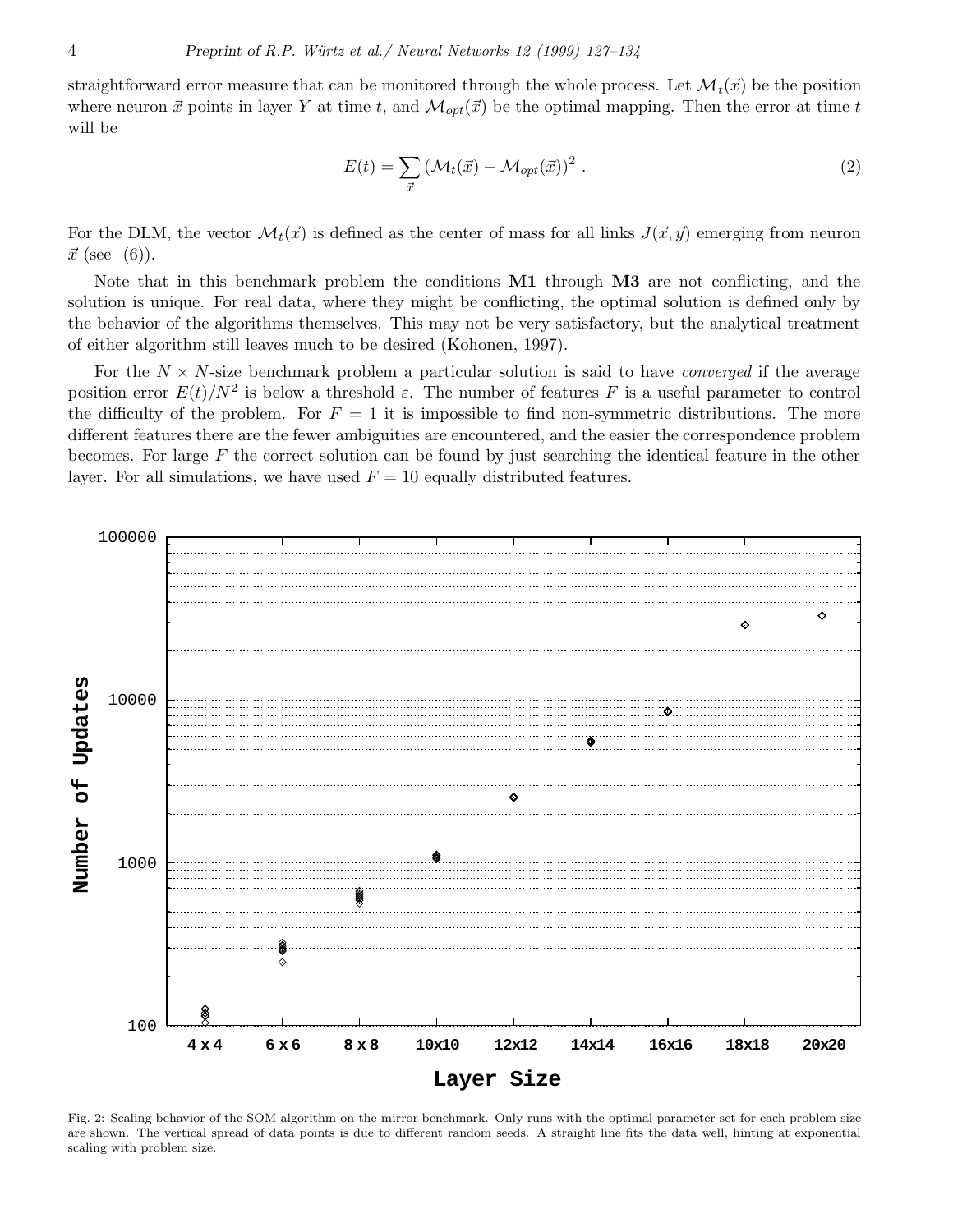straightforward error measure that can be monitored through the whole process. Let $\mathcal{M}_t(\vec{x})$ be the position where neuron $\vec{x}$ points in layer $Y$ at time $t$, and $\mathcal{M}_{opt}(\vec{x})$ be the optimal mapping. Then the error at time $t$ will be

$$E(t) = \sum_{\vec{x}} \left(\mathcal{M}_t(\vec{x}) - \mathcal{M}_{opt}(\vec{x})\right)^2 . \tag{2}$$

For the DLM, the vector $\mathcal{M}_t(\vec{x})$ is defined as the center of mass for all links $J(\vec{x}, \vec{y})$ emerging from neuron $\vec{x}$ (see (6)).

Note that in this benchmark problem the conditions **M1** through **M3** are not conflicting, and the solution is unique. For real data, where they might be conflicting, the optimal solution is defined only by the behavior of the algorithms themselves. This may not be very satisfactory, but the analytical treatment of either algorithm still leaves much to be desired (Kohonen, 1997).

For the $N \times N$-size benchmark problem a particular solution is said to have *converged* if the average position error $E(t)/N^2$ is below a threshold $\varepsilon$. The number of features $F$ is a useful parameter to control the difficulty of the problem. For $F = 1$ it is impossible to find non-symmetric distributions. The more different features there are the fewer ambiguities are encountered, and the easier the correspondence problem becomes. For large $F$ the correct solution can be found by just searching the identical feature in the other layer. For all simulations, we have used $F = 10$ equally distributed features.

Fig. 2: Scaling behavior of the SOM algorithm on the mirror benchmark. Only runs with the optimal parameter set for each problem size are shown. The vertical spread of data points is due to different random seeds. A straight line fits the data well, hinting at exponential scaling with problem size.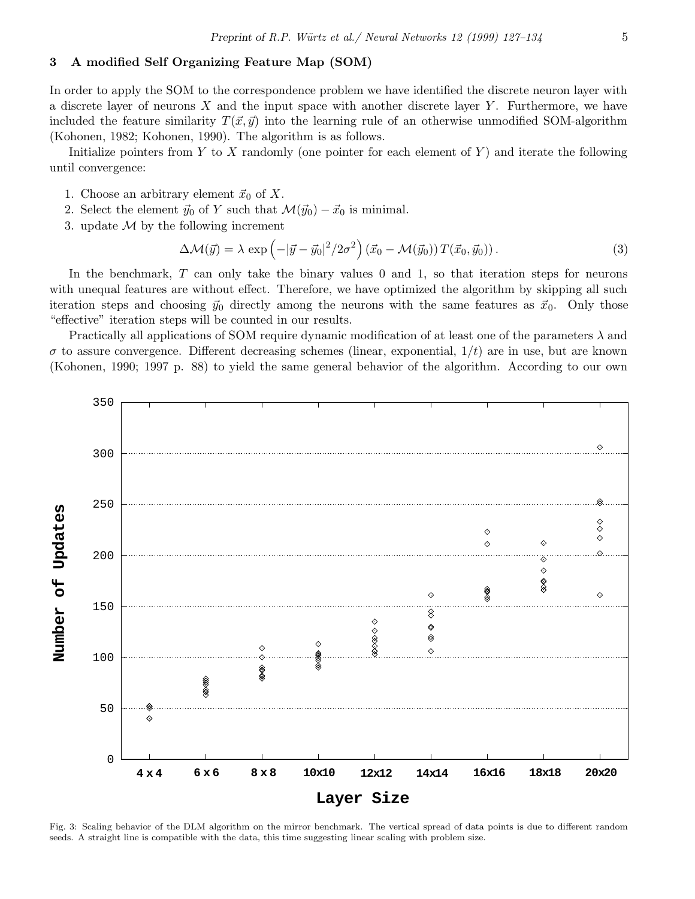## 3 A modified Self Organizing Feature Map (SOM)

In order to apply the SOM to the correspondence problem we have identified the discrete neuron layer with a discrete layer of neurons $X$ and the input space with another discrete layer $Y$. Furthermore, we have included the feature similarity $T(\vec{x}, \vec{y})$ into the learning rule of an otherwise unmodified SOM-algorithm (Kohonen, 1982; Kohonen, 1990). The algorithm is as follows.

Initialize pointers from $Y$ to $X$ randomly (one pointer for each element of $Y$) and iterate the following until convergence:

1. Choose an arbitrary element $\vec{x}_0$ of $X$.
2. Select the element $\vec{y}_0$ of $Y$ such that $\mathcal{M}(\vec{y}_0) - \vec{x}_0$ is minimal.
3. update $\mathcal{M}$ by the following increment

$$\Delta\mathcal{M}(\vec{y}) = \lambda \exp\left(-|\vec{y} - \vec{y}_0|^2/2\sigma^2\right)(\vec{x}_0 - \mathcal{M}(\vec{y}_0))\, T(\vec{x}_0, \vec{y}_0)) . \tag{3}$$

In the benchmark, $T$ can only take the binary values 0 and 1, so that iteration steps for neurons with unequal features are without effect. Therefore, we have optimized the algorithm by skipping all such iteration steps and choosing $\vec{y}_0$ directly among the neurons with the same features as $\vec{x}_0$. Only those "effective" iteration steps will be counted in our results.

Practically all applications of SOM require dynamic modification of at least one of the parameters $\lambda$ and $\sigma$ to assure convergence. Different decreasing schemes (linear, exponential, $1/t$) are in use, but are known (Kohonen, 1990; 1997 p. 88) to yield the same general behavior of the algorithm. According to our own

Fig. 3: Scaling behavior of the DLM algorithm on the mirror benchmark. The vertical spread of data points is due to different random seeds. A straight line is compatible with the data, this time suggesting linear scaling with problem size.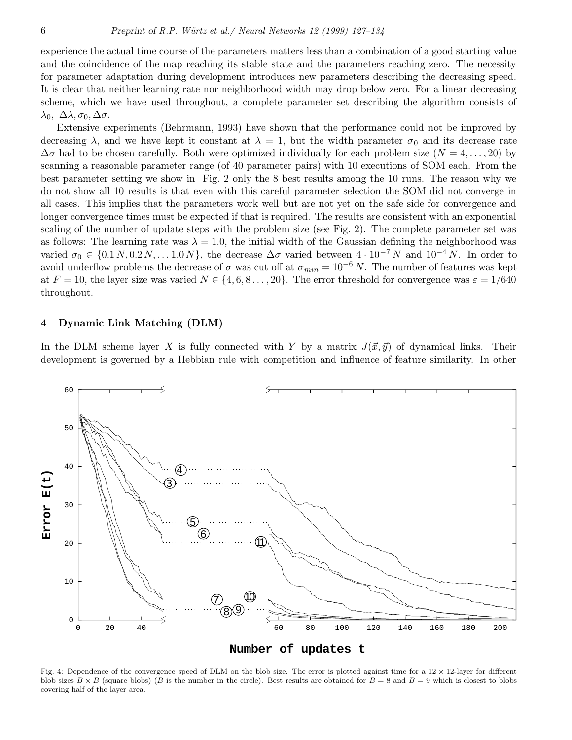experience the actual time course of the parameters matters less than a combination of a good starting value and the coincidence of the map reaching its stable state and the parameters reaching zero. The necessity for parameter adaptation during development introduces new parameters describing the decreasing speed. It is clear that neither learning rate nor neighborhood width may drop below zero. For a linear decreasing scheme, which we have used throughout, a complete parameter set describing the algorithm consists of $\lambda_0,\ \Delta\lambda, \sigma_0, \Delta\sigma$.

Extensive experiments (Behrmann, 1993) have shown that the performance could not be improved by decreasing $\lambda$, and we have kept it constant at $\lambda = 1$, but the width parameter $\sigma_0$ and its decrease rate $\Delta\sigma$ had to be chosen carefully. Both were optimized individually for each problem size ($N = 4, \ldots, 20$) by scanning a reasonable parameter range (of 40 parameter pairs) with 10 executions of SOM each. From the best parameter setting we show in Fig. 2 only the 8 best results among the 10 runs. The reason why we do not show all 10 results is that even with this careful parameter selection the SOM did not converge in all cases. This implies that the parameters work well but are not yet on the safe side for convergence and longer convergence times must be expected if that is required. The results are consistent with an exponential scaling of the number of update steps with the problem size (see Fig. 2). The complete parameter set was as follows: The learning rate was $\lambda = 1.0$, the initial width of the Gaussian defining the neighborhood was varied $\sigma_0 \in \{0.1\,N, 0.2\,N, \ldots 1.0\,N\}$, the decrease $\Delta\sigma$ varied between $4 \cdot 10^{-7}\,N$ and $10^{-4}\,N$. In order to avoid underflow problems the decrease of $\sigma$ was cut off at $\sigma_{min} = 10^{-6}\,N$. The number of features was kept at $F = 10$, the layer size was varied $N \in \{4, 6, 8 \ldots, 20\}$. The error threshold for convergence was $\varepsilon = 1/640$ throughout.

## 4 Dynamic Link Matching (DLM)

In the DLM scheme layer $X$ is fully connected with $Y$ by a matrix $J(\vec{x}, \vec{y})$ of dynamical links. Their development is governed by a Hebbian rule with competition and influence of feature similarity. In other

Fig. 4: Dependence of the convergence speed of DLM on the blob size. The error is plotted against time for a $12 \times 12$-layer for different blob sizes $B \times B$ (square blobs) ($B$ is the number in the circle). Best results are obtained for $B = 8$ and $B = 9$ which is closest to blobs covering half of the layer area.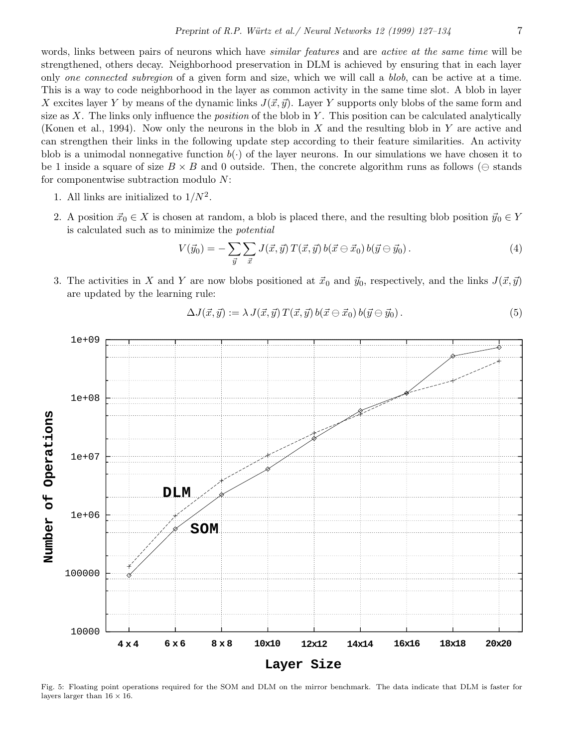words, links between pairs of neurons which have *similar features* and are *active at the same time* will be strengthened, others decay. Neighborhood preservation in DLM is achieved by ensuring that in each layer only *one connected subregion* of a given form and size, which we will call a *blob*, can be active at a time. This is a way to code neighborhood in the layer as common activity in the same time slot. A blob in layer $X$ excites layer $Y$ by means of the dynamic links $J(\vec{x}, \vec{y})$. Layer $Y$ supports only blobs of the same form and size as $X$. The links only influence the *position* of the blob in $Y$. This position can be calculated analytically (Konen et al., 1994). Now only the neurons in the blob in $X$ and the resulting blob in $Y$ are active and can strengthen their links in the following update step according to their feature similarities. An activity blob is a unimodal nonnegative function $b(\cdot)$ of the layer neurons. In our simulations we have chosen it to be 1 inside a square of size $B \times B$ and 0 outside. Then, the concrete algorithm runs as follows ($\ominus$ stands for componentwise subtraction modulo $N$:

1. All links are initialized to $1/N^2$.

2. A position $\vec{x}_0 \in X$ is chosen at random, a blob is placed there, and the resulting blob position $\vec{y}_0 \in Y$ is calculated such as to minimize the *potential*

$$V(\vec{y}_0) = -\sum_{\vec{y}} \sum_{\vec{x}} J(\vec{x}, \vec{y})\, T(\vec{x}, \vec{y})\, b(\vec{x} \ominus \vec{x}_0)\, b(\vec{y} \ominus \vec{y}_0)\,. \tag{4}$$

3. The activities in $X$ and $Y$ are now blobs positioned at $\vec{x}_0$ and $\vec{y}_0$, respectively, and the links $J(\vec{x}, \vec{y})$ are updated by the learning rule:

$$\Delta J(\vec{x}, \vec{y}) := \lambda\, J(\vec{x}, \vec{y})\, T(\vec{x}, \vec{y})\, b(\vec{x} \ominus \vec{x}_0)\, b(\vec{y} \ominus \vec{y}_0)\,. \tag{5}$$

Fig. 5: Floating point operations required for the SOM and DLM on the mirror benchmark. The data indicate that DLM is faster for layers larger than $16 \times 16$.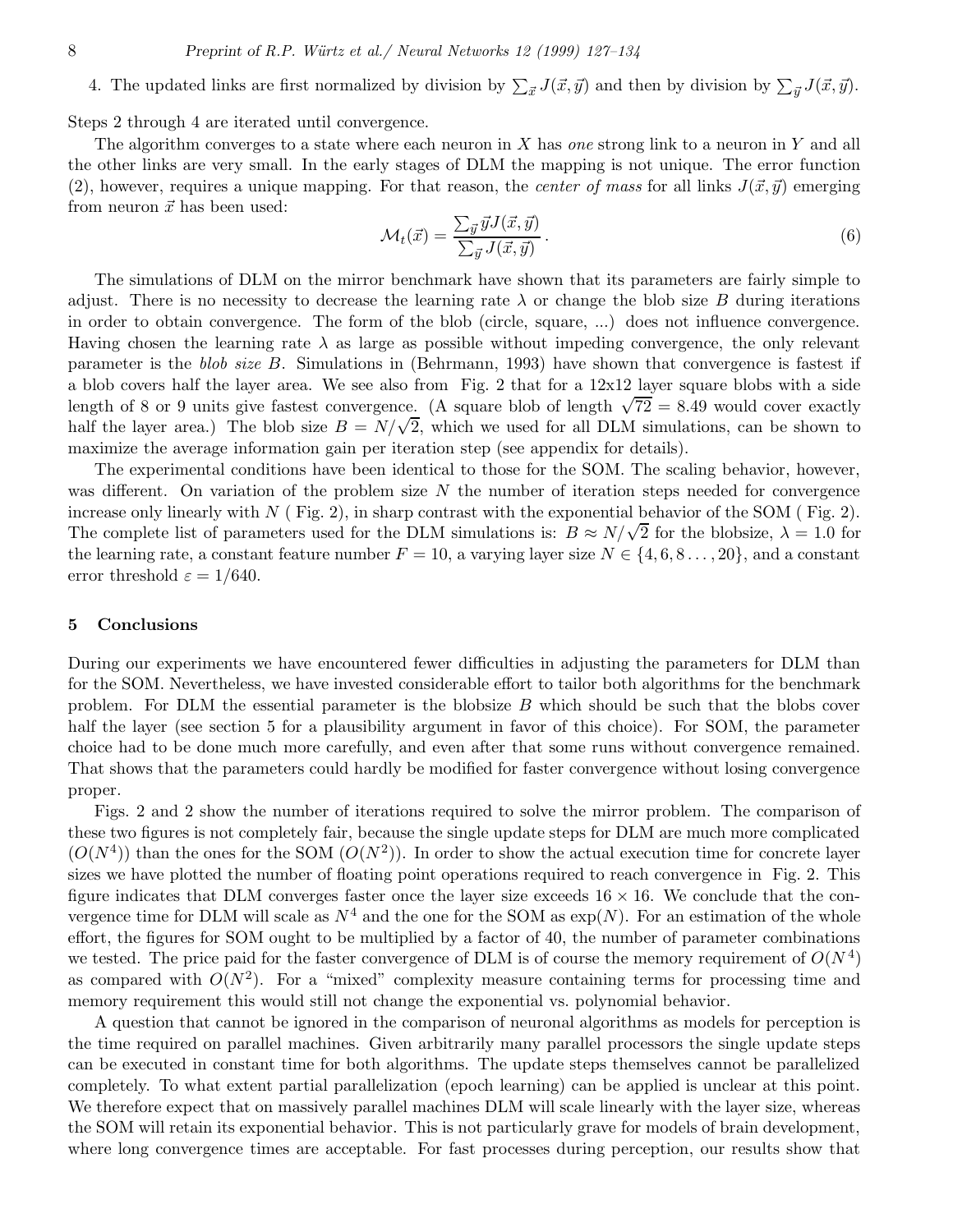4. The updated links are first normalized by division by $\sum_{\vec{x}} J(\vec{x}, \vec{y})$ and then by division by $\sum_{\vec{y}} J(\vec{x}, \vec{y})$.

Steps 2 through 4 are iterated until convergence.

The algorithm converges to a state where each neuron in $X$ has *one* strong link to a neuron in $Y$ and all the other links are very small. In the early stages of DLM the mapping is not unique. The error function (2), however, requires a unique mapping. For that reason, the *center of mass* for all links $J(\vec{x}, \vec{y})$ emerging from neuron $\vec{x}$ has been used:

$$\mathcal{M}_t(\vec{x}) = \frac{\sum_{\vec{y}} \vec{y} J(\vec{x}, \vec{y})}{\sum_{\vec{y}} J(\vec{x}, \vec{y})} . \tag{6}$$

The simulations of DLM on the mirror benchmark have shown that its parameters are fairly simple to adjust. There is no necessity to decrease the learning rate $\lambda$ or change the blob size $B$ during iterations in order to obtain convergence. The form of the blob (circle, square, ...) does not influence convergence. Having chosen the learning rate $\lambda$ as large as possible without impeding convergence, the only relevant parameter is the *blob size* $B$. Simulations in (Behrmann, 1993) have shown that convergence is fastest if a blob covers half the layer area. We see also from Fig. 2 that for a 12x12 layer square blobs with a side length of 8 or 9 units give fastest convergence. (A square blob of length $\sqrt{72} = 8.49$ would cover exactly half the layer area.) The blob size $B = N/\sqrt{2}$, which we used for all DLM simulations, can be shown to maximize the average information gain per iteration step (see appendix for details).

The experimental conditions have been identical to those for the SOM. The scaling behavior, however, was different. On variation of the problem size $N$ the number of iteration steps needed for convergence increase only linearly with $N$ ( Fig. 2), in sharp contrast with the exponential behavior of the SOM ( Fig. 2). The complete list of parameters used for the DLM simulations is: $B \approx N/\sqrt{2}$ for the blobsize, $\lambda = 1.0$ for the learning rate, a constant feature number $F = 10$, a varying layer size $N \in \{4, 6, 8 \ldots, 20\}$, and a constant error threshold $\varepsilon = 1/640$.

## 5 Conclusions

During our experiments we have encountered fewer difficulties in adjusting the parameters for DLM than for the SOM. Nevertheless, we have invested considerable effort to tailor both algorithms for the benchmark problem. For DLM the essential parameter is the blobsize $B$ which should be such that the blobs cover half the layer (see section 5 for a plausibility argument in favor of this choice). For SOM, the parameter choice had to be done much more carefully, and even after that some runs without convergence remained. That shows that the parameters could hardly be modified for faster convergence without losing convergence proper.

Figs. 2 and 2 show the number of iterations required to solve the mirror problem. The comparison of these two figures is not completely fair, because the single update steps for DLM are much more complicated ($O(N^4)$) than the ones for the SOM ($O(N^2)$). In order to show the actual execution time for concrete layer sizes we have plotted the number of floating point operations required to reach convergence in Fig. 2. This figure indicates that DLM converges faster once the layer size exceeds $16 \times 16$. We conclude that the convergence time for DLM will scale as $N^4$ and the one for the SOM as $\exp(N)$. For an estimation of the whole effort, the figures for SOM ought to be multiplied by a factor of 40, the number of parameter combinations we tested. The price paid for the faster convergence of DLM is of course the memory requirement of $O(N^4)$ as compared with $O(N^2)$. For a "mixed" complexity measure containing terms for processing time and memory requirement this would still not change the exponential vs. polynomial behavior.

A question that cannot be ignored in the comparison of neuronal algorithms as models for perception is the time required on parallel machines. Given arbitrarily many parallel processors the single update steps can be executed in constant time for both algorithms. The update steps themselves cannot be parallelized completely. To what extent partial parallelization (epoch learning) can be applied is unclear at this point. We therefore expect that on massively parallel machines DLM will scale linearly with the layer size, whereas the SOM will retain its exponential behavior. This is not particularly grave for models of brain development, where long convergence times are acceptable. For fast processes during perception, our results show that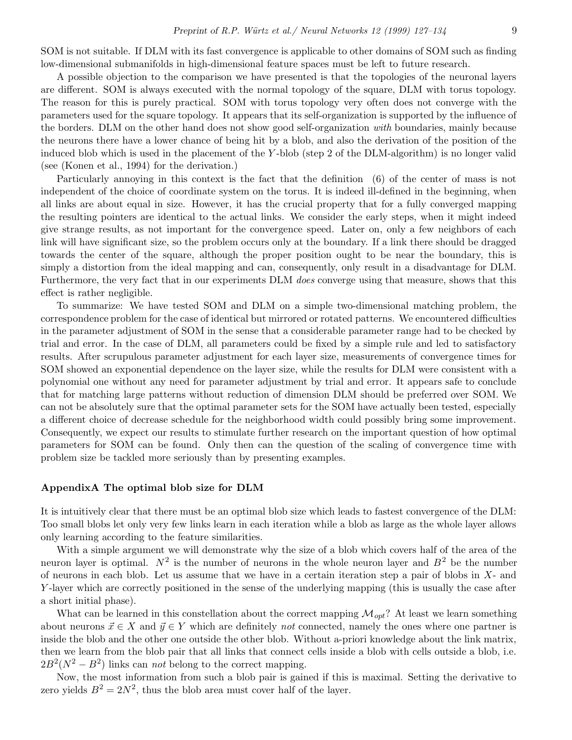SOM is not suitable. If DLM with its fast convergence is applicable to other domains of SOM such as finding low-dimensional submanifolds in high-dimensional feature spaces must be left to future research.

A possible objection to the comparison we have presented is that the topologies of the neuronal layers are different. SOM is always executed with the normal topology of the square, DLM with torus topology. The reason for this is purely practical. SOM with torus topology very often does not converge with the parameters used for the square topology. It appears that its self-organization is supported by the influence of the borders. DLM on the other hand does not show good self-organization *with* boundaries, mainly because the neurons there have a lower chance of being hit by a blob, and also the derivation of the position of the induced blob which is used in the placement of the $Y$-blob (step 2 of the DLM-algorithm) is no longer valid (see (Konen et al., 1994) for the derivation.)

Particularly annoying in this context is the fact that the definition (6) of the center of mass is not independent of the choice of coordinate system on the torus. It is indeed ill-defined in the beginning, when all links are about equal in size. However, it has the crucial property that for a fully converged mapping the resulting pointers are identical to the actual links. We consider the early steps, when it might indeed give strange results, as not important for the convergence speed. Later on, only a few neighbors of each link will have significant size, so the problem occurs only at the boundary. If a link there should be dragged towards the center of the square, although the proper position ought to be near the boundary, this is simply a distortion from the ideal mapping and can, consequently, only result in a disadvantage for DLM. Furthermore, the very fact that in our experiments DLM *does* converge using that measure, shows that this effect is rather negligible.

To summarize: We have tested SOM and DLM on a simple two-dimensional matching problem, the correspondence problem for the case of identical but mirrored or rotated patterns. We encountered difficulties in the parameter adjustment of SOM in the sense that a considerable parameter range had to be checked by trial and error. In the case of DLM, all parameters could be fixed by a simple rule and led to satisfactory results. After scrupulous parameter adjustment for each layer size, measurements of convergence times for SOM showed an exponential dependence on the layer size, while the results for DLM were consistent with a polynomial one without any need for parameter adjustment by trial and error. It appears safe to conclude that for matching large patterns without reduction of dimension DLM should be preferred over SOM. We can not be absolutely sure that the optimal parameter sets for the SOM have actually been tested, especially a different choice of decrease schedule for the neighborhood width could possibly bring some improvement. Consequently, we expect our results to stimulate further research on the important question of how optimal parameters for SOM can be found. Only then can the question of the scaling of convergence time with problem size be tackled more seriously than by presenting examples.

### AppendixA The optimal blob size for DLM

It is intuitively clear that there must be an optimal blob size which leads to fastest convergence of the DLM: Too small blobs let only very few links learn in each iteration while a blob as large as the whole layer allows only learning according to the feature similarities.

With a simple argument we will demonstrate why the size of a blob which covers half of the area of the neuron layer is optimal. $N^2$ is the number of neurons in the whole neuron layer and $B^2$ be the number of neurons in each blob. Let us assume that we have in a certain iteration step a pair of blobs in $X$- and $Y$-layer which are correctly positioned in the sense of the underlying mapping (this is usually the case after a short initial phase).

What can be learned in this constellation about the correct mapping $\mathcal{M}_{opt}$? At least we learn something about neurons $\vec{x} \in X$ and $\vec{y} \in Y$ which are definitely *not* connected, namely the ones where one partner is inside the blob and the other one outside the other blob. Without a-priori knowledge about the link matrix, then we learn from the blob pair that all links that connect cells inside a blob with cells outside a blob, i.e. $2B^2(N^2 - B^2)$ links can *not* belong to the correct mapping.

Now, the most information from such a blob pair is gained if this is maximal. Setting the derivative to zero yields $B^2 = 2N^2$, thus the blob area must cover half of the layer.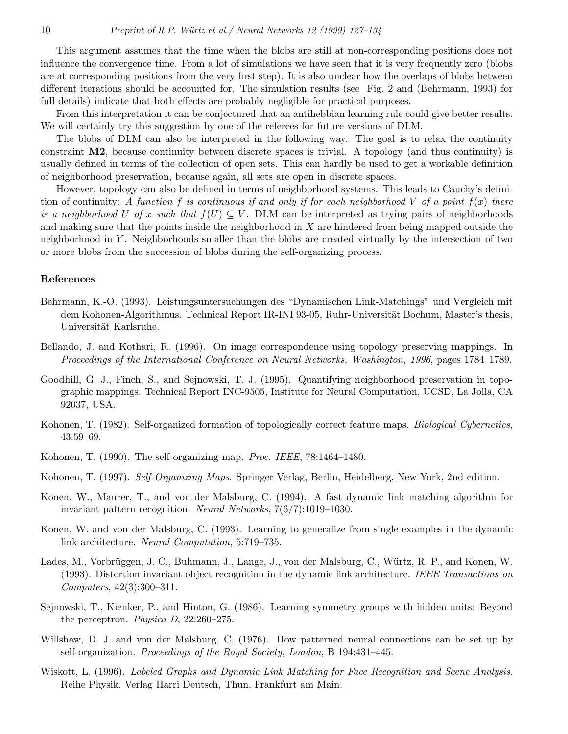This argument assumes that the time when the blobs are still at non-corresponding positions does not influence the convergence time. From a lot of simulations we have seen that it is very frequently zero (blobs are at corresponding positions from the very first step). It is also unclear how the overlaps of blobs between different iterations should be accounted for. The simulation results (see Fig. 2 and (Behrmann, 1993) for full details) indicate that both effects are probably negligible for practical purposes.

From this interpretation it can be conjectured that an antihebbian learning rule could give better results. We will certainly try this suggestion by one of the referees for future versions of DLM.

The blobs of DLM can also be interpreted in the following way. The goal is to relax the continuity constraint **M2**, because continuity between discrete spaces is trivial. A topology (and thus continuity) is usually defined in terms of the collection of open sets. This can hardly be used to get a workable definition of neighborhood preservation, because again, all sets are open in discrete spaces.

However, topology can also be defined in terms of neighborhood systems. This leads to Cauchy's definition of continuity: *A function $f$ is continuous if and only if for each neighborhood $V$ of a point $f(x)$ there is a neighborhood $U$ of $x$ such that $f(U) \subseteq V$.* DLM can be interpreted as trying pairs of neighborhoods and making sure that the points inside the neighborhood in $X$ are hindered from being mapped outside the neighborhood in $Y$. Neighborhoods smaller than the blobs are created virtually by the intersection of two or more blobs from the succession of blobs during the self-organizing process.

## References

Behrmann, K.-O. (1993). Leistungsuntersuchungen des "Dynamischen Link-Matchings" und Vergleich mit dem Kohonen-Algorithmus. Technical Report IR-INI 93-05, Ruhr-Universität Bochum, Master's thesis, Universität Karlsruhe.

Bellando, J. and Kothari, R. (1996). On image correspondence using topology preserving mappings. In *Proceedings of the International Conference on Neural Networks, Washington, 1996*, pages 1784–1789.

Goodhill, G. J., Finch, S., and Sejnowski, T. J. (1995). Quantifying neighborhood preservation in topographic mappings. Technical Report INC-9505, Institute for Neural Computation, UCSD, La Jolla, CA 92037, USA.

Kohonen, T. (1982). Self-organized formation of topologically correct feature maps. *Biological Cybernetics*, 43:59–69.

Kohonen, T. (1990). The self-organizing map. *Proc. IEEE*, 78:1464–1480.

Kohonen, T. (1997). *Self-Organizing Maps*. Springer Verlag, Berlin, Heidelberg, New York, 2nd edition.

Konen, W., Maurer, T., and von der Malsburg, C. (1994). A fast dynamic link matching algorithm for invariant pattern recognition. *Neural Networks*, 7(6/7):1019–1030.

Konen, W. and von der Malsburg, C. (1993). Learning to generalize from single examples in the dynamic link architecture. *Neural Computation*, 5:719–735.

Lades, M., Vorbrüggen, J. C., Buhmann, J., Lange, J., von der Malsburg, C., Würtz, R. P., and Konen, W. (1993). Distortion invariant object recognition in the dynamic link architecture. *IEEE Transactions on Computers*, 42(3):300–311.

Sejnowski, T., Kienker, P., and Hinton, G. (1986). Learning symmetry groups with hidden units: Beyond the perceptron. *Physica D*, 22:260–275.

Willshaw, D. J. and von der Malsburg, C. (1976). How patterned neural connections can be set up by self-organization. *Proceedings of the Royal Society, London*, B 194:431–445.

Wiskott, L. (1996). *Labeled Graphs and Dynamic Link Matching for Face Recognition and Scene Analysis*. Reihe Physik. Verlag Harri Deutsch, Thun, Frankfurt am Main.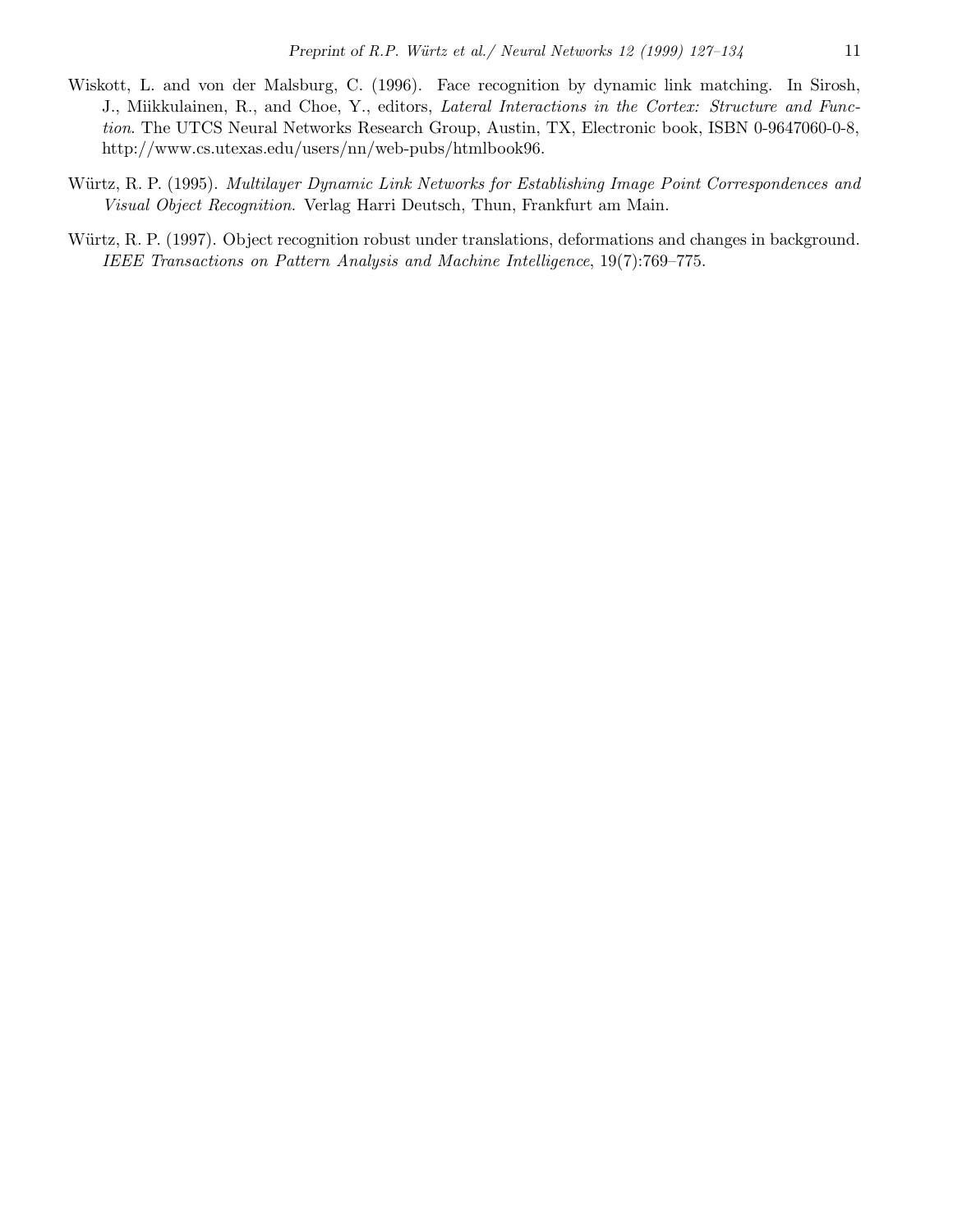Wiskott, L. and von der Malsburg, C. (1996). Face recognition by dynamic link matching. In Sirosh, J., Miikkulainen, R., and Choe, Y., editors, *Lateral Interactions in the Cortex: Structure and Function*. The UTCS Neural Networks Research Group, Austin, TX, Electronic book, ISBN 0-9647060-0-8, http://www.cs.utexas.edu/users/nn/web-pubs/htmlbook96.

Würtz, R. P. (1995). *Multilayer Dynamic Link Networks for Establishing Image Point Correspondences and Visual Object Recognition*. Verlag Harri Deutsch, Thun, Frankfurt am Main.

Würtz, R. P. (1997). Object recognition robust under translations, deformations and changes in background. *IEEE Transactions on Pattern Analysis and Machine Intelligence*, 19(7):769–775.